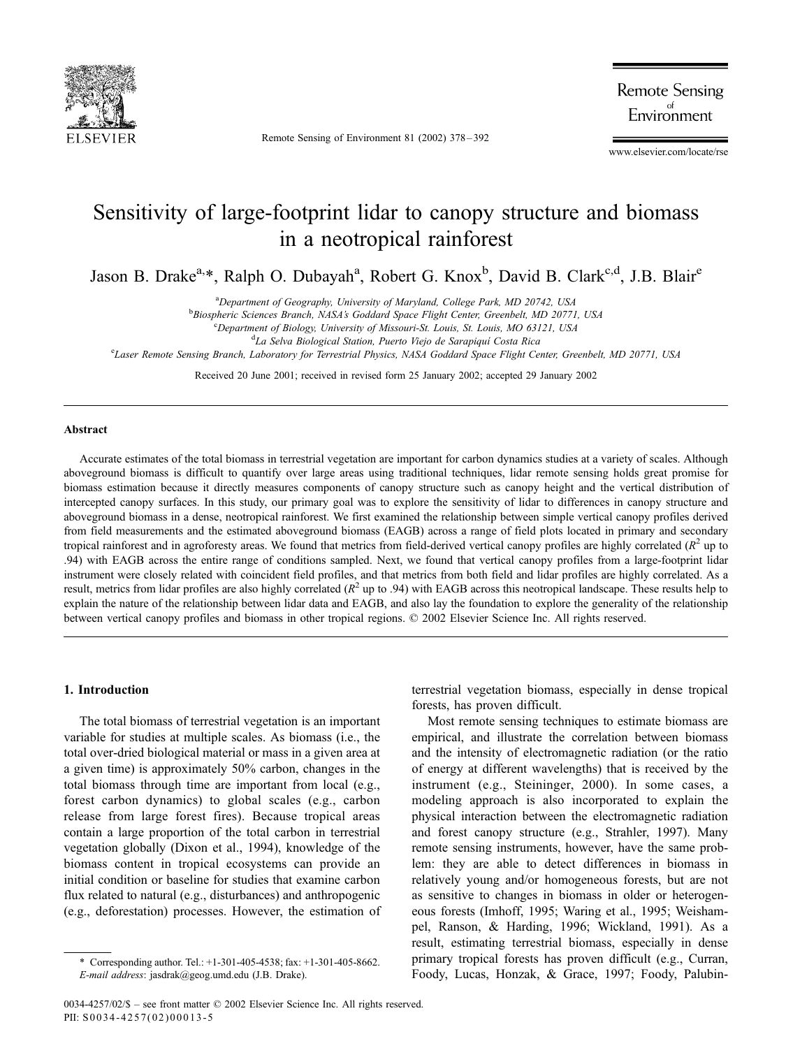# Sensitivity of large-footprint lidar to canopy structure and biomass in a neotropical rainforest

Jason B. Drake[a,*], Ralph O. Dubayah[a], Robert G. Knox[b], David B. Clark[c,d], J.B. Blair[e]

[a]*Department of Geography, University of Maryland, College Park, MD 20742, USA*
[b]*Biospheric Sciences Branch, NASA's Goddard Space Flight Center, Greenbelt, MD 20771, USA*
[c]*Department of Biology, University of Missouri-St. Louis, St. Louis, MO 63121, USA*
[d]*La Selva Biological Station, Puerto Viejo de Sarapiquí Costa Rica*
[e]*Laser Remote Sensing Branch, Laboratory for Terrestrial Physics, NASA Goddard Space Flight Center, Greenbelt, MD 20771, USA*

Received 20 June 2001; received in revised form 25 January 2002; accepted 29 January 2002

## Abstract

Accurate estimates of the total biomass in terrestrial vegetation are important for carbon dynamics studies at a variety of scales. Although aboveground biomass is difficult to quantify over large areas using traditional techniques, lidar remote sensing holds great promise for biomass estimation because it directly measures components of canopy structure such as canopy height and the vertical distribution of intercepted canopy surfaces. In this study, our primary goal was to explore the sensitivity of lidar to differences in canopy structure and aboveground biomass in a dense, neotropical rainforest. We first examined the relationship between simple vertical canopy profiles derived from field measurements and the estimated aboveground biomass (EAGB) across a range of field plots located in primary and secondary tropical rainforest and in agroforesty areas. We found that metrics from field-derived vertical canopy profiles are highly correlated ($R^2$ up to .94) with EAGB across the entire range of conditions sampled. Next, we found that vertical canopy profiles from a large-footprint lidar instrument were closely related with coincident field profiles, and that metrics from both field and lidar profiles are highly correlated. As a result, metrics from lidar profiles are also highly correlated ($R^2$ up to .94) with EAGB across this neotropical landscape. These results help to explain the nature of the relationship between lidar data and EAGB, and also lay the foundation to explore the generality of the relationship between vertical canopy profiles and biomass in other tropical regions. © 2002 Elsevier Science Inc. All rights reserved.

## 1. Introduction

The total biomass of terrestrial vegetation is an important variable for studies at multiple scales. As biomass (i.e., the total over-dried biological material or mass in a given area at a given time) is approximately 50% carbon, changes in the total biomass through time are important from local (e.g., forest carbon dynamics) to global scales (e.g., carbon release from large forest fires). Because tropical areas contain a large proportion of the total carbon in terrestrial vegetation globally (Dixon et al., 1994), knowledge of the biomass content in tropical ecosystems can provide an initial condition or baseline for studies that examine carbon flux related to natural (e.g., disturbances) and anthropogenic (e.g., deforestation) processes. However, the estimation of terrestrial vegetation biomass, especially in dense tropical forests, has proven difficult.

Most remote sensing techniques to estimate biomass are empirical, and illustrate the correlation between biomass and the intensity of electromagnetic radiation (or the ratio of energy at different wavelengths) that is received by the instrument (e.g., Steininger, 2000). In some cases, a modeling approach is also incorporated to explain the physical interaction between the electromagnetic radiation and forest canopy structure (e.g., Strahler, 1997). Many remote sensing instruments, however, have the same problem: they are able to detect differences in biomass in relatively young and/or homogeneous forests, but are not as sensitive to changes in biomass in older or heterogeneous forests (Imhoff, 1995; Waring et al., 1995; Weishampel, Ranson, & Harding, 1996; Wickland, 1991). As a result, estimating terrestrial biomass, especially in dense primary tropical forests has proven difficult (e.g., Curran, Foody, Lucas, Honzak, & Grace, 1997; Foody, Palubin-

\* Corresponding author. Tel.: +1-301-405-4538; fax: +1-301-405-8662.
*E-mail address*: jasdrak@geog.umd.edu (J.B. Drake).

0034-4257/02/$ - see front matter © 2002 Elsevier Science Inc. All rights reserved.
PII: S0034-4257(02)00013-5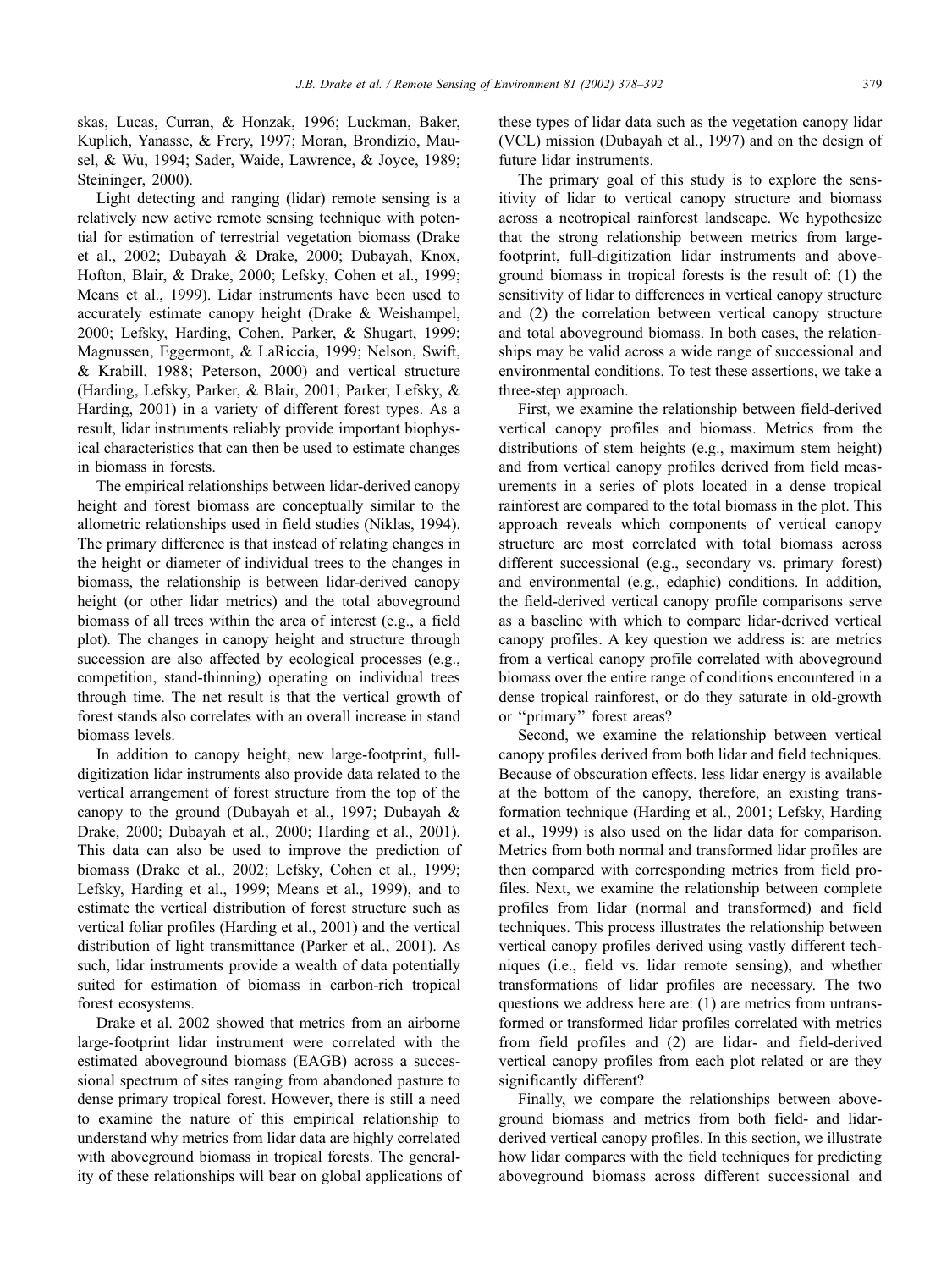skas, Lucas, Curran, & Honzak, 1996; Luckman, Baker, Kuplich, Yanasse, & Frery, 1997; Moran, Brondizio, Mausel, & Wu, 1994; Sader, Waide, Lawrence, & Joyce, 1989; Steininger, 2000).

Light detecting and ranging (lidar) remote sensing is a relatively new active remote sensing technique with potential for estimation of terrestrial vegetation biomass (Drake et al., 2002; Dubayah & Drake, 2000; Dubayah, Knox, Hofton, Blair, & Drake, 2000; Lefsky, Cohen et al., 1999; Means et al., 1999). Lidar instruments have been used to accurately estimate canopy height (Drake & Weishampel, 2000; Lefsky, Harding, Cohen, Parker, & Shugart, 1999; Magnussen, Eggermont, & LaRiccia, 1999; Nelson, Swift, & Krabill, 1988; Peterson, 2000) and vertical structure (Harding, Lefsky, Parker, & Blair, 2001; Parker, Lefsky, & Harding, 2001) in a variety of different forest types. As a result, lidar instruments reliably provide important biophysical characteristics that can then be used to estimate changes in biomass in forests.

The empirical relationships between lidar-derived canopy height and forest biomass are conceptually similar to the allometric relationships used in field studies (Niklas, 1994). The primary difference is that instead of relating changes in the height or diameter of individual trees to the changes in biomass, the relationship is between lidar-derived canopy height (or other lidar metrics) and the total aboveground biomass of all trees within the area of interest (e.g., a field plot). The changes in canopy height and structure through succession are also affected by ecological processes (e.g., competition, stand-thinning) operating on individual trees through time. The net result is that the vertical growth of forest stands also correlates with an overall increase in stand biomass levels.

In addition to canopy height, new large-footprint, full-digitization lidar instruments also provide data related to the vertical arrangement of forest structure from the top of the canopy to the ground (Dubayah et al., 1997; Dubayah & Drake, 2000; Dubayah et al., 2000; Harding et al., 2001). This data can also be used to improve the prediction of biomass (Drake et al., 2002; Lefsky, Cohen et al., 1999; Lefsky, Harding et al., 1999; Means et al., 1999), and to estimate the vertical distribution of forest structure such as vertical foliar profiles (Harding et al., 2001) and the vertical distribution of light transmittance (Parker et al., 2001). As such, lidar instruments provide a wealth of data potentially suited for estimation of biomass in carbon-rich tropical forest ecosystems.

Drake et al. 2002 showed that metrics from an airborne large-footprint lidar instrument were correlated with the estimated aboveground biomass (EAGB) across a successional spectrum of sites ranging from abandoned pasture to dense primary tropical forest. However, there is still a need to examine the nature of this empirical relationship to understand why metrics from lidar data are highly correlated with aboveground biomass in tropical forests. The generality of these relationships will bear on global applications of these types of lidar data such as the vegetation canopy lidar (VCL) mission (Dubayah et al., 1997) and on the design of future lidar instruments.

The primary goal of this study is to explore the sensitivity of lidar to vertical canopy structure and biomass across a neotropical rainforest landscape. We hypothesize that the strong relationship between metrics from large-footprint, full-digitization lidar instruments and aboveground biomass in tropical forests is the result of: (1) the sensitivity of lidar to differences in vertical canopy structure and (2) the correlation between vertical canopy structure and total aboveground biomass. In both cases, the relationships may be valid across a wide range of successional and environmental conditions. To test these assertions, we take a three-step approach.

First, we examine the relationship between field-derived vertical canopy profiles and biomass. Metrics from the distributions of stem heights (e.g., maximum stem height) and from vertical canopy profiles derived from field measurements in a series of plots located in a dense tropical rainforest are compared to the total biomass in the plot. This approach reveals which components of vertical canopy structure are most correlated with total biomass across different successional (e.g., secondary vs. primary forest) and environmental (e.g., edaphic) conditions. In addition, the field-derived vertical canopy profile comparisons serve as a baseline with which to compare lidar-derived vertical canopy profiles. A key question we address is: are metrics from a vertical canopy profile correlated with aboveground biomass over the entire range of conditions encountered in a dense tropical rainforest, or do they saturate in old-growth or "primary" forest areas?

Second, we examine the relationship between vertical canopy profiles derived from both lidar and field techniques. Because of obscuration effects, less lidar energy is available at the bottom of the canopy, therefore, an existing transformation technique (Harding et al., 2001; Lefsky, Harding et al., 1999) is also used on the lidar data for comparison. Metrics from both normal and transformed lidar profiles are then compared with corresponding metrics from field profiles. Next, we examine the relationship between complete profiles from lidar (normal and transformed) and field techniques. This process illustrates the relationship between vertical canopy profiles derived using vastly different techniques (i.e., field vs. lidar remote sensing), and whether transformations of lidar profiles are necessary. The two questions we address here are: (1) are metrics from untransformed or transformed lidar profiles correlated with metrics from field profiles and (2) are lidar- and field-derived vertical canopy profiles from each plot related or are they significantly different?

Finally, we compare the relationships between aboveground biomass and metrics from both field- and lidar-derived vertical canopy profiles. In this section, we illustrate how lidar compares with the field techniques for predicting aboveground biomass across different successional and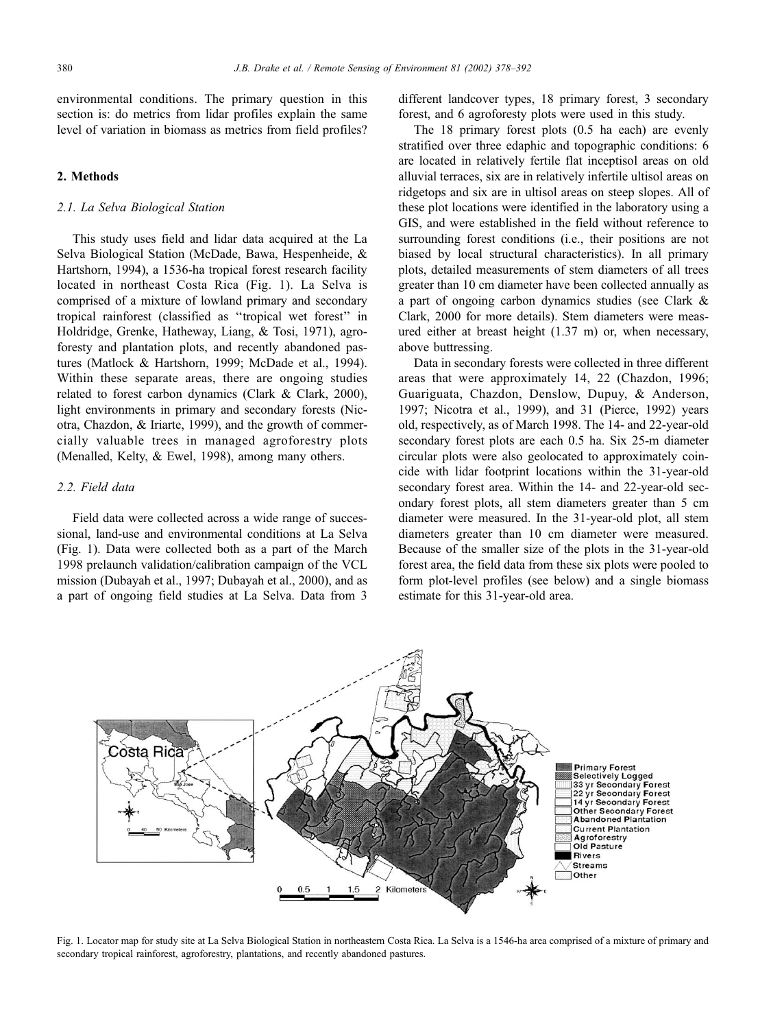environmental conditions. The primary question in this section is: do metrics from lidar profiles explain the same level of variation in biomass as metrics from field profiles?

## 2. Methods

### 2.1. La Selva Biological Station

This study uses field and lidar data acquired at the La Selva Biological Station (McDade, Bawa, Hespenheide, & Hartshorn, 1994), a 1536-ha tropical forest research facility located in northeast Costa Rica (Fig. 1). La Selva is comprised of a mixture of lowland primary and secondary tropical rainforest (classified as "tropical wet forest" in Holdridge, Grenke, Hatheway, Liang, & Tosi, 1971), agroforesty and plantation plots, and recently abandoned pastures (Matlock & Hartshorn, 1999; McDade et al., 1994). Within these separate areas, there are ongoing studies related to forest carbon dynamics (Clark & Clark, 2000), light environments in primary and secondary forests (Nicotra, Chazdon, & Iriarte, 1999), and the growth of commercially valuable trees in managed agroforestry plots (Menalled, Kelty, & Ewel, 1998), among many others.

### 2.2. Field data

Field data were collected across a wide range of successional, land-use and environmental conditions at La Selva (Fig. 1). Data were collected both as a part of the March 1998 prelaunch validation/calibration campaign of the VCL mission (Dubayah et al., 1997; Dubayah et al., 2000), and as a part of ongoing field studies at La Selva. Data from 3 different landcover types, 18 primary forest, 3 secondary forest, and 6 agroforesty plots were used in this study.

The 18 primary forest plots (0.5 ha each) are evenly stratified over three edaphic and topographic conditions: 6 are located in relatively fertile flat inceptisol areas on old alluvial terraces, six are in relatively infertile ultisol areas on ridgetops and six are in ultisol areas on steep slopes. All of these plot locations were identified in the laboratory using a GIS, and were established in the field without reference to surrounding forest conditions (i.e., their positions are not biased by local structural characteristics). In all primary plots, detailed measurements of stem diameters of all trees greater than 10 cm diameter have been collected annually as a part of ongoing carbon dynamics studies (see Clark & Clark, 2000 for more details). Stem diameters were measured either at breast height (1.37 m) or, when necessary, above buttressing.

Data in secondary forests were collected in three different areas that were approximately 14, 22 (Chazdon, 1996; Guariguata, Chazdon, Denslow, Dupuy, & Anderson, 1997; Nicotra et al., 1999), and 31 (Pierce, 1992) years old, respectively, as of March 1998. The 14- and 22-year-old secondary forest plots are each 0.5 ha. Six 25-m diameter circular plots were also geolocated to approximately coincide with lidar footprint locations within the 31-year-old secondary forest area. Within the 14- and 22-year-old secondary forest plots, all stem diameters greater than 5 cm diameter were measured. In the 31-year-old plot, all stem diameters greater than 10 cm diameter were measured. Because of the smaller size of the plots in the 31-year-old forest area, the field data from these six plots were pooled to form plot-level profiles (see below) and a single biomass estimate for this 31-year-old area.

Costa Rica

San José

0 40 80 Kilometers

Primary Forest
Selectively Logged
33 yr Secondary Forest
22 yr Secondary Forest
14 yr Secondary Forest
Other Secondary Forest
Abandoned Plantation
Current Plantation
Agroforestry
Old Pasture
Rivers
Streams
Other

0 0.5 1 1.5 2 Kilometers

Fig. 1. Locator map for study site at La Selva Biological Station in northeastern Costa Rica. La Selva is a 1546-ha area comprised of a mixture of primary and secondary tropical rainforest, agroforestry, plantations, and recently abandoned pastures.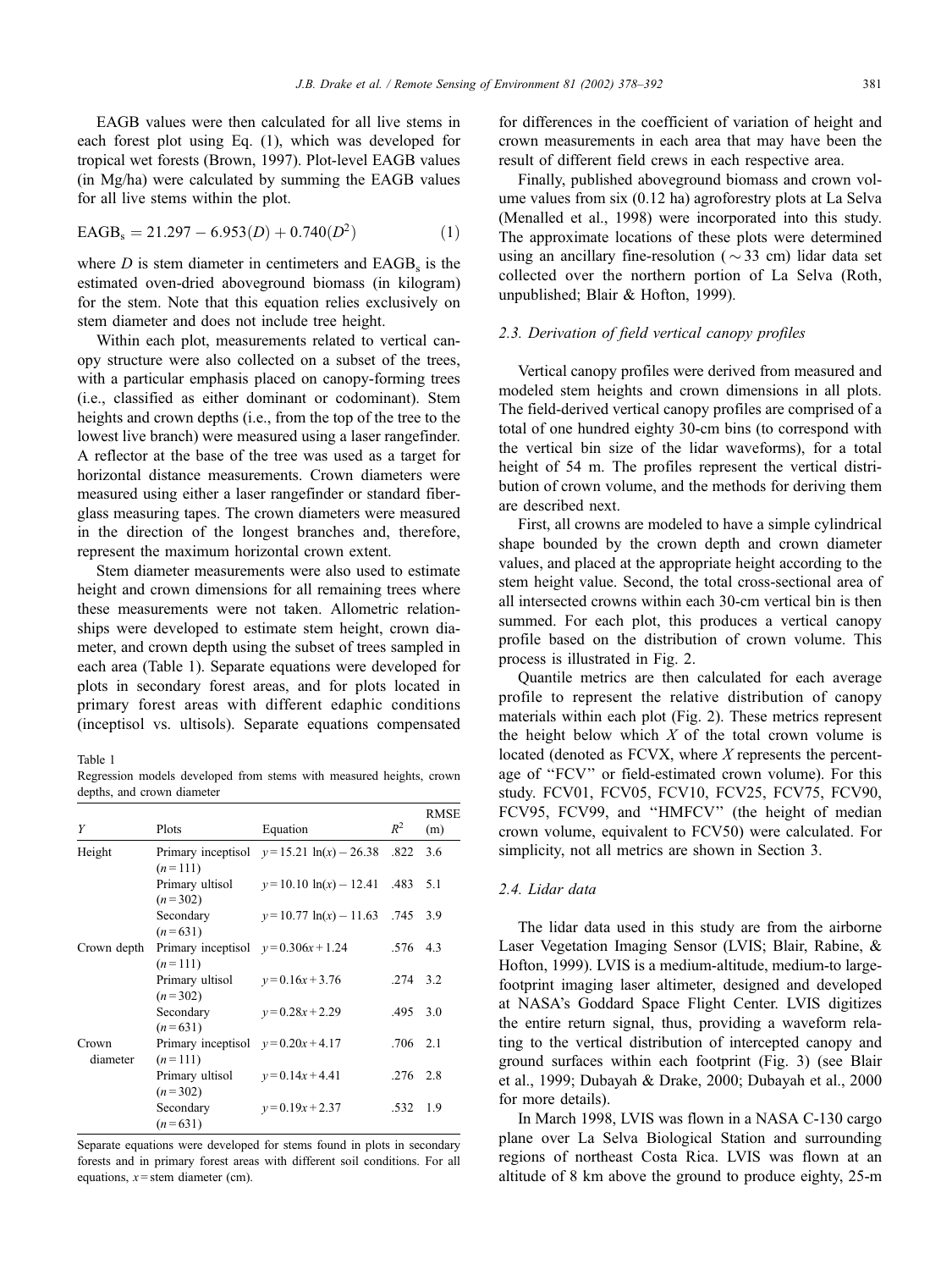EAGB values were then calculated for all live stems in each forest plot using Eq. (1), which was developed for tropical wet forests (Brown, 1997). Plot-level EAGB values (in Mg/ha) were calculated by summing the EAGB values for all live stems within the plot.

$$\mathrm{EAGB_s} = 21.297 - 6.953(D) + 0.740(D^2) \tag{1}$$

where $D$ is stem diameter in centimeters and $\mathrm{EAGB_s}$ is the estimated oven-dried aboveground biomass (in kilogram) for the stem. Note that this equation relies exclusively on stem diameter and does not include tree height.

Within each plot, measurements related to vertical canopy structure were also collected on a subset of the trees, with a particular emphasis placed on canopy-forming trees (i.e., classified as either dominant or codominant). Stem heights and crown depths (i.e., from the top of the tree to the lowest live branch) were measured using a laser rangefinder. A reflector at the base of the tree was used as a target for horizontal distance measurements. Crown diameters were measured using either a laser rangefinder or standard fiberglass measuring tapes. The crown diameters were measured in the direction of the longest branches and, therefore, represent the maximum horizontal crown extent.

Stem diameter measurements were also used to estimate height and crown dimensions for all remaining trees where these measurements were not taken. Allometric relationships were developed to estimate stem height, crown diameter, and crown depth using the subset of trees sampled in each area (Table 1). Separate equations were developed for plots in secondary forest areas, and for plots located in primary forest areas with different edaphic conditions (inceptisol vs. ultisols). Separate equations compensated for differences in the coefficient of variation of height and crown measurements in each area that may have been the result of different field crews in each respective area.

Table 1
Regression models developed from stems with measured heights, crown depths, and crown diameter

| $Y$ | Plots | Equation | $R^2$ | RMSE (m) |
|---|---|---|---|---|
| Height | Primary inceptisol ($n=111$) | $y = 15.21\ \ln(x) - 26.38$ | .822 | 3.6 |
| | Primary ultisol ($n=302$) | $y = 10.10\ \ln(x) - 12.41$ | .483 | 5.1 |
| | Secondary ($n=631$) | $y = 10.77\ \ln(x) - 11.63$ | .745 | 3.9 |
| Crown depth | Primary inceptisol ($n=111$) | $y = 0.306x + 1.24$ | .576 | 4.3 |
| | Primary ultisol ($n=302$) | $y = 0.16x + 3.76$ | .274 | 3.2 |
| | Secondary ($n=631$) | $y = 0.28x + 2.29$ | .495 | 3.0 |
| Crown diameter | Primary inceptisol ($n=111$) | $y = 0.20x + 4.17$ | .706 | 2.1 |
| | Primary ultisol ($n=302$) | $y = 0.14x + 4.41$ | .276 | 2.8 |
| | Secondary ($n=631$) | $y = 0.19x + 2.37$ | .532 | 1.9 |

Separate equations were developed for stems found in plots in secondary forests and in primary forest areas with different soil conditions. For all equations, $x$ = stem diameter (cm).

Finally, published aboveground biomass and crown volume values from six (0.12 ha) agroforestry plots at La Selva (Menalled et al., 1998) were incorporated into this study. The approximate locations of these plots were determined using an ancillary fine-resolution (~33 cm) lidar data set collected over the northern portion of La Selva (Roth, unpublished; Blair & Hofton, 1999).

### 2.3. Derivation of field vertical canopy profiles

Vertical canopy profiles were derived from measured and modeled stem heights and crown dimensions in all plots. The field-derived vertical canopy profiles are comprised of a total of one hundred eighty 30-cm bins (to correspond with the vertical bin size of the lidar waveforms), for a total height of 54 m. The profiles represent the vertical distribution of crown volume, and the methods for deriving them are described next.

First, all crowns are modeled to have a simple cylindrical shape bounded by the crown depth and crown diameter values, and placed at the appropriate height according to the stem height value. Second, the total cross-sectional area of all intersected crowns within each 30-cm vertical bin is then summed. For each plot, this produces a vertical canopy profile based on the distribution of crown volume. This process is illustrated in Fig. 2.

Quantile metrics are then calculated for each average profile to represent the relative distribution of canopy materials within each plot (Fig. 2). These metrics represent the height below which $X$ of the total crown volume is located (denoted as FCVX, where $X$ represents the percentage of "FCV" or field-estimated crown volume). For this study. FCV01, FCV05, FCV10, FCV25, FCV75, FCV90, FCV95, FCV99, and "HMFCV" (the height of median crown volume, equivalent to FCV50) were calculated. For simplicity, not all metrics are shown in Section 3.

### 2.4. Lidar data

The lidar data used in this study are from the airborne Laser Vegetation Imaging Sensor (LVIS; Blair, Rabine, & Hofton, 1999). LVIS is a medium-altitude, medium-to large-footprint imaging laser altimeter, designed and developed at NASA's Goddard Space Flight Center. LVIS digitizes the entire return signal, thus, providing a waveform relating to the vertical distribution of intercepted canopy and ground surfaces within each footprint (Fig. 3) (see Blair et al., 1999; Dubayah & Drake, 2000; Dubayah et al., 2000 for more details).

In March 1998, LVIS was flown in a NASA C-130 cargo plane over La Selva Biological Station and surrounding regions of northeast Costa Rica. LVIS was flown at an altitude of 8 km above the ground to produce eighty, 25-m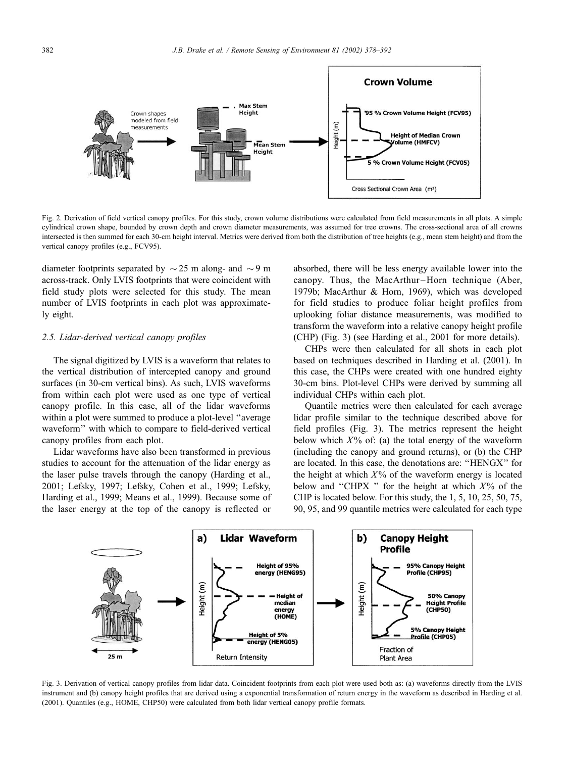Crown Volume

Crown shapes modeled from field measurements

Max Stem Height

Mean Stem Height

Height (m)

95 % Crown Volume Height (FCV95)

Height of Median Crown Volume (HMFCV)

5 % Crown Volume Height (FCV05)

Cross Sectional Crown Area (m²)

Fig. 2. Derivation of field vertical canopy profiles. For this study, crown volume distributions were calculated from field measurements in all plots. A simple cylindrical crown shape, bounded by crown depth and crown diameter measurements, was assumed for tree crowns. The cross-sectional area of all crowns intersected is then summed for each 30-cm height interval. Metrics were derived from both the distribution of tree heights (e.g., mean stem height) and from the vertical canopy profiles (e.g., FCV95).

diameter footprints separated by ~25 m along- and ~9 m across-track. Only LVIS footprints that were coincident with field study plots were selected for this study. The mean number of LVIS footprints in each plot was approximately eight.

### 2.5. Lidar-derived vertical canopy profiles

The signal digitized by LVIS is a waveform that relates to the vertical distribution of intercepted canopy and ground surfaces (in 30-cm vertical bins). As such, LVIS waveforms from within each plot were used as one type of vertical canopy profile. In this case, all of the lidar waveforms within a plot were summed to produce a plot-level "average waveform" with which to compare to field-derived vertical canopy profiles from each plot.

Lidar waveforms have also been transformed in previous studies to account for the attenuation of the lidar energy as the laser pulse travels through the canopy (Harding et al., 2001; Lefsky, 1997; Lefsky, Cohen et al., 1999; Lefsky, Harding et al., 1999; Means et al., 1999). Because some of the laser energy at the top of the canopy is reflected or absorbed, there will be less energy available lower into the canopy. Thus, the MacArthur–Horn technique (Aber, 1979b; MacArthur & Horn, 1969), which was developed for field studies to produce foliar height profiles from uplooking foliar distance measurements, was modified to transform the waveform into a relative canopy height profile (CHP) (Fig. 3) (see Harding et al., 2001 for more details).

CHPs were then calculated for all shots in each plot based on techniques described in Harding et al. (2001). In this case, the CHPs were created with one hundred eighty 30-cm bins. Plot-level CHPs were derived by summing all individual CHPs within each plot.

Quantile metrics were then calculated for each average lidar profile similar to the technique described above for field profiles (Fig. 3). The metrics represent the height below which $X$% of: (a) the total energy of the waveform (including the canopy and ground returns), or (b) the CHP are located. In this case, the denotations are: "HENGX" for the height at which $X$% of the waveform energy is located below and "CHPX " for the height at which $X$% of the CHP is located below. For this study, the 1, 5, 10, 25, 50, 75, 90, 95, and 99 quantile metrics were calculated for each type

25 m

a) Lidar Waveform

Height (m)

Height of 95% energy (HENG95)

Height of median energy (HOME)

Height of 5% energy (HENG05)

Return Intensity

b) Canopy Height Profile

Height (m)

95% Canopy Height Profile (CHP95)

50% Canopy Height Profile (CHP50)

5% Canopy Height Profile (CHP05)

Fraction of Plant Area

Fig. 3. Derivation of vertical canopy profiles from lidar data. Coincident footprints from each plot were used both as: (a) waveforms directly from the LVIS instrument and (b) canopy height profiles that are derived using a exponential transformation of return energy in the waveform as described in Harding et al. (2001). Quantiles (e.g., HOME, CHP50) were calculated from both lidar vertical canopy profile formats.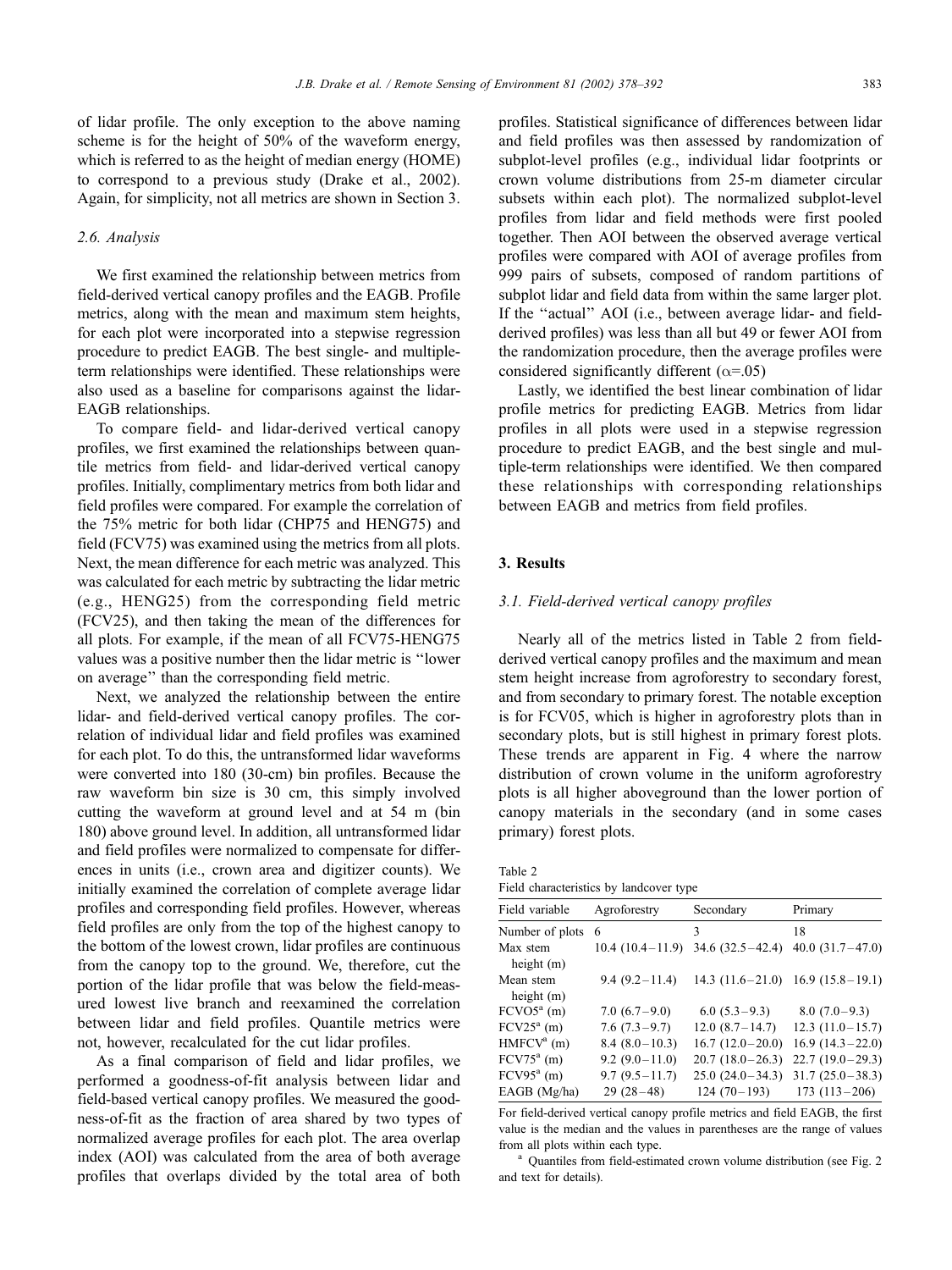of lidar profile. The only exception to the above naming scheme is for the height of 50% of the waveform energy, which is referred to as the height of median energy (HOME) to correspond to a previous study (Drake et al., 2002). Again, for simplicity, not all metrics are shown in Section 3.

### 2.6. Analysis

We first examined the relationship between metrics from field-derived vertical canopy profiles and the EAGB. Profile metrics, along with the mean and maximum stem heights, for each plot were incorporated into a stepwise regression procedure to predict EAGB. The best single- and multiple-term relationships were identified. These relationships were also used as a baseline for comparisons against the lidar-EAGB relationships.

To compare field- and lidar-derived vertical canopy profiles, we first examined the relationships between quantile metrics from field- and lidar-derived vertical canopy profiles. Initially, complimentary metrics from both lidar and field profiles were compared. For example the correlation of the 75% metric for both lidar (CHP75 and HENG75) and field (FCV75) was examined using the metrics from all plots. Next, the mean difference for each metric was analyzed. This was calculated for each metric by subtracting the lidar metric (e.g., HENG25) from the corresponding field metric (FCV25), and then taking the mean of the differences for all plots. For example, if the mean of all FCV75-HENG75 values was a positive number then the lidar metric is "lower on average" than the corresponding field metric.

Next, we analyzed the relationship between the entire lidar- and field-derived vertical canopy profiles. The correlation of individual lidar and field profiles was examined for each plot. To do this, the untransformed lidar waveforms were converted into 180 (30-cm) bin profiles. Because the raw waveform bin size is 30 cm, this simply involved cutting the waveform at ground level and at 54 m (bin 180) above ground level. In addition, all untransformed lidar and field profiles were normalized to compensate for differences in units (i.e., crown area and digitizer counts). We initially examined the correlation of complete average lidar profiles and corresponding field profiles. However, whereas field profiles are only from the top of the highest canopy to the bottom of the lowest crown, lidar profiles are continuous from the canopy top to the ground. We, therefore, cut the portion of the lidar profile that was below the field-measured lowest live branch and reexamined the correlation between lidar and field profiles. Quantile metrics were not, however, recalculated for the cut lidar profiles.

As a final comparison of field and lidar profiles, we performed a goodness-of-fit analysis between lidar and field-based vertical canopy profiles. We measured the goodness-of-fit as the fraction of area shared by two types of normalized average profiles for each plot. The area overlap index (AOI) was calculated from the area of both average profiles that overlaps divided by the total area of both profiles. Statistical significance of differences between lidar and field profiles was then assessed by randomization of subplot-level profiles (e.g., individual lidar footprints or crown volume distributions from 25-m diameter circular subsets within each plot). The normalized subplot-level profiles from lidar and field methods were first pooled together. Then AOI between the observed average vertical profiles were compared with AOI of average profiles from 999 pairs of subsets, composed of random partitions of subplot lidar and field data from within the same larger plot. If the "actual" AOI (i.e., between average lidar- and field-derived profiles) was less than all but 49 or fewer AOI from the randomization procedure, then the average profiles were considered significantly different ($\alpha$=.05)

Lastly, we identified the best linear combination of lidar profile metrics for predicting EAGB. Metrics from lidar profiles in all plots were used in a stepwise regression procedure to predict EAGB, and the best single and multiple-term relationships were identified. We then compared these relationships with corresponding relationships between EAGB and metrics from field profiles.

## 3. Results

### 3.1. Field-derived vertical canopy profiles

Nearly all of the metrics listed in Table 2 from field-derived vertical canopy profiles and the maximum and mean stem height increase from agroforestry to secondary forest, and from secondary to primary forest. The notable exception is for FCV05, which is higher in agroforestry plots than in secondary plots, but is still highest in primary forest plots. These trends are apparent in Fig. 4 where the narrow distribution of crown volume in the uniform agroforestry plots is all higher aboveground than the lower portion of canopy materials in the secondary (and in some cases primary) forest plots.

Table 2
Field characteristics by landcover type

| Field variable | Agroforestry | Secondary | Primary |
|---|---|---|---|
| Number of plots | 6 | 3 | 18 |
| Max stem height (m) | 10.4 (10.4 – 11.9) | 34.6 (32.5 – 42.4) | 40.0 (31.7 – 47.0) |
| Mean stem height (m) | 9.4 (9.2 – 11.4) | 14.3 (11.6 – 21.0) | 16.9 (15.8 – 19.1) |
| FCVO5[a] (m) | 7.0 (6.7 – 9.0) | 6.0 (5.3 – 9.3) | 8.0 (7.0 – 9.3) |
| FCV25[a] (m) | 7.6 (7.3 – 9.7) | 12.0 (8.7 – 14.7) | 12.3 (11.0 – 15.7) |
| HMFCV[a] (m) | 8.4 (8.0 – 10.3) | 16.7 (12.0 – 20.0) | 16.9 (14.3 – 22.0) |
| FCV75[a] (m) | 9.2 (9.0 – 11.0) | 20.7 (18.0 – 26.3) | 22.7 (19.0 – 29.3) |
| FCV95[a] (m) | 9.7 (9.5 – 11.7) | 25.0 (24.0 – 34.3) | 31.7 (25.0 – 38.3) |
| EAGB (Mg/ha) | 29 (28 – 48) | 124 (70 – 193) | 173 (113 – 206) |

For field-derived vertical canopy profile metrics and field EAGB, the first value is the median and the values in parentheses are the range of values from all plots within each type.

[a] Quantiles from field-estimated crown volume distribution (see Fig. 2 and text for details).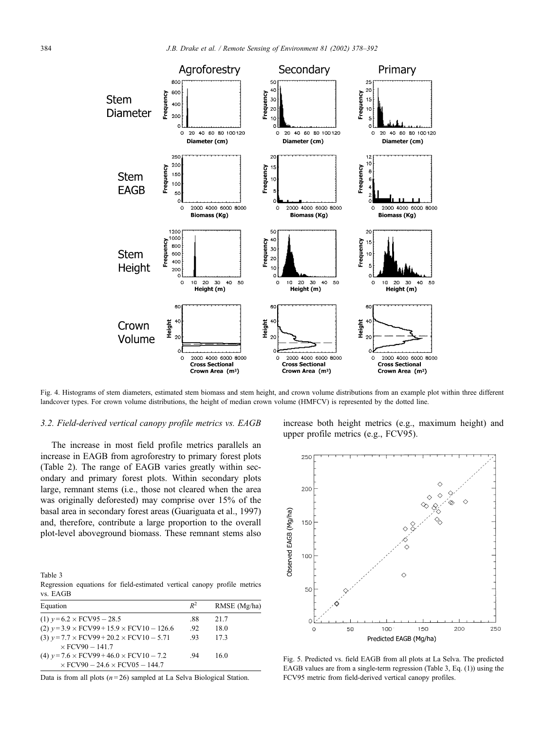Agroforestry

Secondary

Primary

Stem Diameter

Stem EAGB

Stem Height

Crown Volume

Frequency

Diameter (cm)

Biomass (Kg)

Height (m)

Height

Cross Sectional Crown Area (m²)

Fig. 4. Histograms of stem diameters, estimated stem biomass and stem height, and crown volume distributions from an example plot within three different landcover types. For crown volume distributions, the height of median crown volume (HMFCV) is represented by the dotted line.

### 3.2. Field-derived vertical canopy profile metrics vs. EAGB

The increase in most field profile metrics parallels an increase in EAGB from agroforestry to primary forest plots (Table 2). The range of EAGB varies greatly within secondary and primary forest plots. Within secondary plots large, remnant stems (i.e., those not cleared when the area was originally deforested) may comprise over 15% of the basal area in secondary forest areas (Guariguata et al., 1997) and, therefore, contribute a large proportion to the overall plot-level aboveground biomass. These remnant stems also increase both height metrics (e.g., maximum height) and upper profile metrics (e.g., FCV95).

Table 3
Regression equations for field-estimated vertical canopy profile metrics vs. EAGB

| Equation | $R^2$ | RMSE (Mg/ha) |
|---|---|---|
| (1) $y = 6.2 \times \text{FCV95} - 28.5$ | .88 | 21.7 |
| (2) $y = 3.9 \times \text{FCV99} + 15.9 \times \text{FCV10} - 126.6$ | .92 | 18.0 |
| (3) $y = 7.7 \times \text{FCV99} + 20.2 \times \text{FCV10} - 5.71 \times \text{FCV90} - 141.7$ | .93 | 17.3 |
| (4) $y = 7.6 \times \text{FCV99} + 46.0 \times \text{FCV10} - 7.2 \times \text{FCV90} - 24.6 \times \text{FCV05} - 144.7$ | .94 | 16.0 |

Data is from all plots ($n = 26$) sampled at La Selva Biological Station.

Observed EAGB (Mg/ha)

Predicted EAGB (Mg/ha)

Fig. 5. Predicted vs. field EAGB from all plots at La Selva. The predicted EAGB values are from a single-term regression (Table 3, Eq. (1)) using the FCV95 metric from field-derived vertical canopy profiles.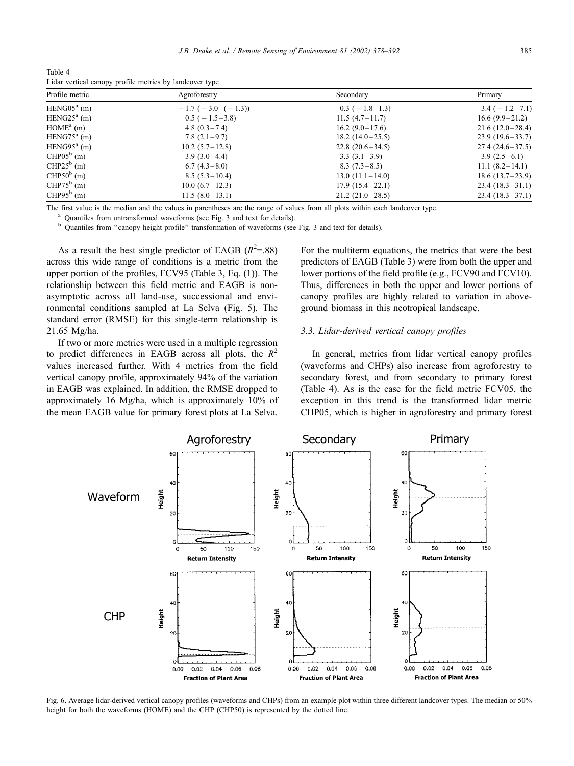Table 4
Lidar vertical canopy profile metrics by landcover type

| Profile metric | Agroforestry | Secondary | Primary |
|---|---|---|---|
| HENG05[a] (m) | −1.7 (−3.0–(−1.3)) | 0.3 (−1.8–1.3) | 3.4 (−1.2–7.1) |
| HENG25[a] (m) | 0.5 (−1.5–3.8) | 11.5 (4.7–11.7) | 16.6 (9.9–21.2) |
| HOME[a] (m) | 4.8 (0.3–7.4) | 16.2 (9.0–17.6) | 21.6 (12.0–28.4) |
| HENG75[a] (m) | 7.8 (2.1–9.7) | 18.2 (14.0–25.5) | 23.9 (19.6–33.7) |
| HENG95[a] (m) | 10.2 (5.7–12.8) | 22.8 (20.6–34.5) | 27.4 (24.6–37.5) |
| CHP05[b] (m) | 3.9 (3.0–4.4) | 3.3 (3.1–3.9) | 3.9 (2.5–6.1) |
| CHP25[b] (m) | 6.7 (4.3–8.0) | 8.3 (7.3–8.5) | 11.1 (8.2–14.1) |
| CHP50[b] (m) | 8.5 (5.3–10.4) | 13.0 (11.1–14.0) | 18.6 (13.7–23.9) |
| CHP75[b] (m) | 10.0 (6.7–12.3) | 17.9 (15.4–22.1) | 23.4 (18.3–31.1) |
| CHP95[b] (m) | 11.5 (8.0–13.1) | 21.2 (21.0–28.5) | 23.4 (18.3–37.1) |

The first value is the median and the values in parentheses are the range of values from all plots within each landcover type.

[a] Quantiles from untransformed waveforms (see Fig. 3 and text for details).

[b] Quantiles from "canopy height profile" transformation of waveforms (see Fig. 3 and text for details).

As a result the best single predictor of EAGB ($R^2$=.88) across this wide range of conditions is a metric from the upper portion of the profiles, FCV95 (Table 3, Eq. (1)). The relationship between this field metric and EAGB is non-asymptotic across all land-use, successional and environmental conditions sampled at La Selva (Fig. 5). The standard error (RMSE) for this single-term relationship is 21.65 Mg/ha.

If two or more metrics were used in a multiple regression to predict differences in EAGB across all plots, the $R^2$ values increased further. With 4 metrics from the field vertical canopy profile, approximately 94% of the variation in EAGB was explained. In addition, the RMSE dropped to approximately 16 Mg/ha, which is approximately 10% of the mean EAGB value for primary forest plots at La Selva. For the multiterm equations, the metrics that were the best predictors of EAGB (Table 3) were from both the upper and lower portions of the field profile (e.g., FCV90 and FCV10). Thus, differences in both the upper and lower portions of canopy profiles are highly related to variation in above-ground biomass in this neotropical landscape.

### 3.3. Lidar-derived vertical canopy profiles

In general, metrics from lidar vertical canopy profiles (waveforms and CHPs) also increase from agroforestry to secondary forest, and from secondary to primary forest (Table 4). As is the case for the field metric FCV05, the exception in this trend is the transformed lidar metric CHP05, which is higher in agroforestry and primary forest

Agroforestry
Secondary
Primary
Waveform
CHP
Height
Return Intensity
Fraction of Plant Area

Fig. 6. Average lidar-derived vertical canopy profiles (waveforms and CHPs) from an example plot within three different landcover types. The median or 50% height for both the waveforms (HOME) and the CHP (CHP50) is represented by the dotted line.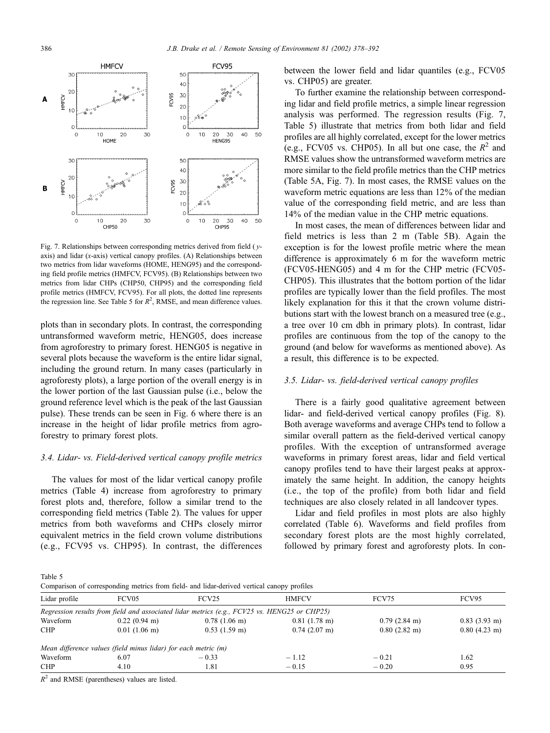HMFCV

FCV95

A

HMFCV

HOME

FCV95

HENG95

B

HMFCV

CHP50

FCV95

CHP95

Fig. 7. Relationships between corresponding metrics derived from field (*y*-axis) and lidar (*x*-axis) vertical canopy profiles. (A) Relationships between two metrics from lidar waveforms (HOME, HENG95) and the corresponding field profile metrics (HMFCV, FCV95). (B) Relationships between two metrics from lidar CHPs (CHP50, CHP95) and the corresponding field profile metrics (HMFCV, FCV95). For all plots, the dotted line represents the regression line. See Table 5 for $R^2$, RMSE, and mean difference values.

plots than in secondary plots. In contrast, the corresponding untransformed waveform metric, HENG05, does increase from agroforestry to primary forest. HENG05 is negative in several plots because the waveform is the entire lidar signal, including the ground return. In many cases (particularly in agroforesty plots), a large portion of the overall energy is in the lower portion of the last Gaussian pulse (i.e., below the ground reference level which is the peak of the last Gaussian pulse). These trends can be seen in Fig. 6 where there is an increase in the height of lidar profile metrics from agroforestry to primary forest plots.

### 3.4. Lidar- vs. Field-derived vertical canopy profile metrics

The values for most of the lidar vertical canopy profile metrics (Table 4) increase from agroforestry to primary forest plots and, therefore, follow a similar trend to the corresponding field metrics (Table 2). The values for upper metrics from both waveforms and CHPs closely mirror equivalent metrics in the field crown volume distributions (e.g., FCV95 vs. CHP95). In contrast, the differences between the lower field and lidar quantiles (e.g., FCV05 vs. CHP05) are greater.

To further examine the relationship between corresponding lidar and field profile metrics, a simple linear regression analysis was performed. The regression results (Fig. 7, Table 5) illustrate that metrics from both lidar and field profiles are all highly correlated, except for the lower metrics (e.g., FCV05 vs. CHP05). In all but one case, the $R^2$ and RMSE values show the untransformed waveform metrics are more similar to the field profile metrics than the CHP metrics (Table 5A, Fig. 7). In most cases, the RMSE values on the waveform metric equations are less than 12% of the median value of the corresponding field metric, and are less than 14% of the median value in the CHP metric equations.

In most cases, the mean of differences between lidar and field metrics is less than 2 m (Table 5B). Again the exception is for the lowest profile metric where the mean difference is approximately 6 m for the waveform metric (FCV05-HENG05) and 4 m for the CHP metric (FCV05-CHP05). This illustrates that the bottom portion of the lidar profiles are typically lower than the field profiles. The most likely explanation for this it that the crown volume distributions start with the lowest branch on a measured tree (e.g., a tree over 10 cm dbh in primary plots). In contrast, lidar profiles are continuous from the top of the canopy to the ground (and below for waveforms as mentioned above). As a result, this difference is to be expected.

### 3.5. Lidar- vs. field-derived vertical canopy profiles

There is a fairly good qualitative agreement between lidar- and field-derived vertical canopy profiles (Fig. 8). Both average waveforms and average CHPs tend to follow a similar overall pattern as the field-derived vertical canopy profiles. With the exception of untransformed average waveforms in primary forest areas, lidar and field vertical canopy profiles tend to have their largest peaks at approximately the same height. In addition, the canopy heights (i.e., the top of the profile) from both lidar and field techniques are also closely related in all landcover types.

Lidar and field profiles in most plots are also highly correlated (Table 6). Waveforms and field profiles from secondary forest plots are the most highly correlated, followed by primary forest and agroforesty plots. In con-

Table 5
Comparison of corresponding metrics from field- and lidar-derived vertical canopy profiles

| Lidar profile | FCV05 | FCV25 | HMFCV | FCV75 | FCV95 |
|---|---|---|---|---|---|
| *Regression results from field and associated lidar metrics (e.g., FCV25 vs. HENG25 or CHP25)* | | | | | |
| Waveform | 0.22 (0.94 m) | 0.78 (1.06 m) | 0.81 (1.78 m) | 0.79 (2.84 m) | 0.83 (3.93 m) |
| CHP | 0.01 (1.06 m) | 0.53 (1.59 m) | 0.74 (2.07 m) | 0.80 (2.82 m) | 0.80 (4.23 m) |
| *Mean difference values (field minus lidar) for each metric (m)* | | | | | |
| Waveform | 6.07 | − 0.33 | − 1.12 | − 0.21 | 1.62 |
| CHP | 4.10 | 1.81 | − 0.15 | − 0.20 | 0.95 |

$R^2$ and RMSE (parentheses) values are listed.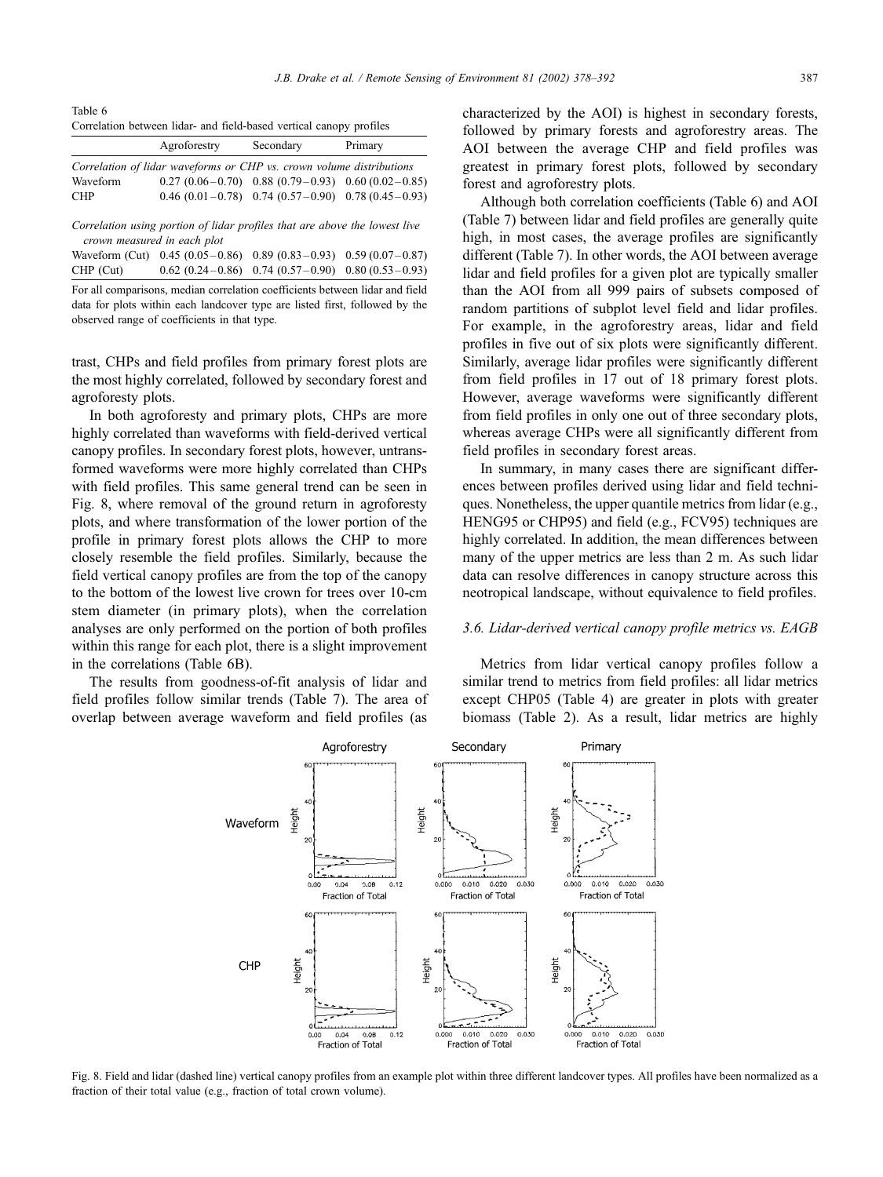Table 6
Correlation between lidar- and field-based vertical canopy profiles

| | Agroforestry | Secondary | Primary |
|---|---|---|---|
| *Correlation of lidar waveforms or CHP vs. crown volume distributions* | | | |
| Waveform | 0.27 (0.06–0.70) | 0.88 (0.79–0.93) | 0.60 (0.02–0.85) |
| CHP | 0.46 (0.01–0.78) | 0.74 (0.57–0.90) | 0.78 (0.45–0.93) |
| *Correlation using portion of lidar profiles that are above the lowest live crown measured in each plot* | | | |
| Waveform (Cut) | 0.45 (0.05–0.86) | 0.89 (0.83–0.93) | 0.59 (0.07–0.87) |
| CHP (Cut) | 0.62 (0.24–0.86) | 0.74 (0.57–0.90) | 0.80 (0.53–0.93) |

For all comparisons, median correlation coefficients between lidar and field data for plots within each landcover type are listed first, followed by the observed range of coefficients in that type.

trast, CHPs and field profiles from primary forest plots are the most highly correlated, followed by secondary forest and agroforesty plots.

In both agroforesty and primary plots, CHPs are more highly correlated than waveforms with field-derived vertical canopy profiles. In secondary forest plots, however, untransformed waveforms were more highly correlated than CHPs with field profiles. This same general trend can be seen in Fig. 8, where removal of the ground return in agroforesty plots, and where transformation of the lower portion of the profile in primary forest plots allows the CHP to more closely resemble the field profiles. Similarly, because the field vertical canopy profiles are from the top of the canopy to the bottom of the lowest live crown for trees over 10-cm stem diameter (in primary plots), when the correlation analyses are only performed on the portion of both profiles within this range for each plot, there is a slight improvement in the correlations (Table 6B).

The results from goodness-of-fit analysis of lidar and field profiles follow similar trends (Table 7). The area of overlap between average waveform and field profiles (as characterized by the AOI) is highest in secondary forests, followed by primary forests and agroforestry areas. The AOI between the average CHP and field profiles was greatest in primary forest plots, followed by secondary forest and agroforestry plots.

Although both correlation coefficients (Table 6) and AOI (Table 7) between lidar and field profiles are generally quite high, in most cases, the average profiles are significantly different (Table 7). In other words, the AOI between average lidar and field profiles for a given plot are typically smaller than the AOI from all 999 pairs of subsets composed of random partitions of subplot level field and lidar profiles. For example, in the agroforestry areas, lidar and field profiles in five out of six plots were significantly different. Similarly, average lidar profiles were significantly different from field profiles in 17 out of 18 primary forest plots. However, average waveforms were significantly different from field profiles in only one out of three secondary plots, whereas average CHPs were all significantly different from field profiles in secondary forest areas.

In summary, in many cases there are significant differences between profiles derived using lidar and field techniques. Nonetheless, the upper quantile metrics from lidar (e.g., HENG95 or CHP95) and field (e.g., FCV95) techniques are highly correlated. In addition, the mean differences between many of the upper metrics are less than 2 m. As such lidar data can resolve differences in canopy structure across this neotropical landscape, without equivalence to field profiles.

### 3.6. Lidar-derived vertical canopy profile metrics vs. EAGB

Metrics from lidar vertical canopy profiles follow a similar trend to metrics from field profiles: all lidar metrics except CHP05 (Table 4) are greater in plots with greater biomass (Table 2). As a result, lidar metrics are highly

Agroforestry
Secondary
Primary
Waveform
CHP
Height
Fraction of Total

Fig. 8. Field and lidar (dashed line) vertical canopy profiles from an example plot within three different landcover types. All profiles have been normalized as a fraction of their total value (e.g., fraction of total crown volume).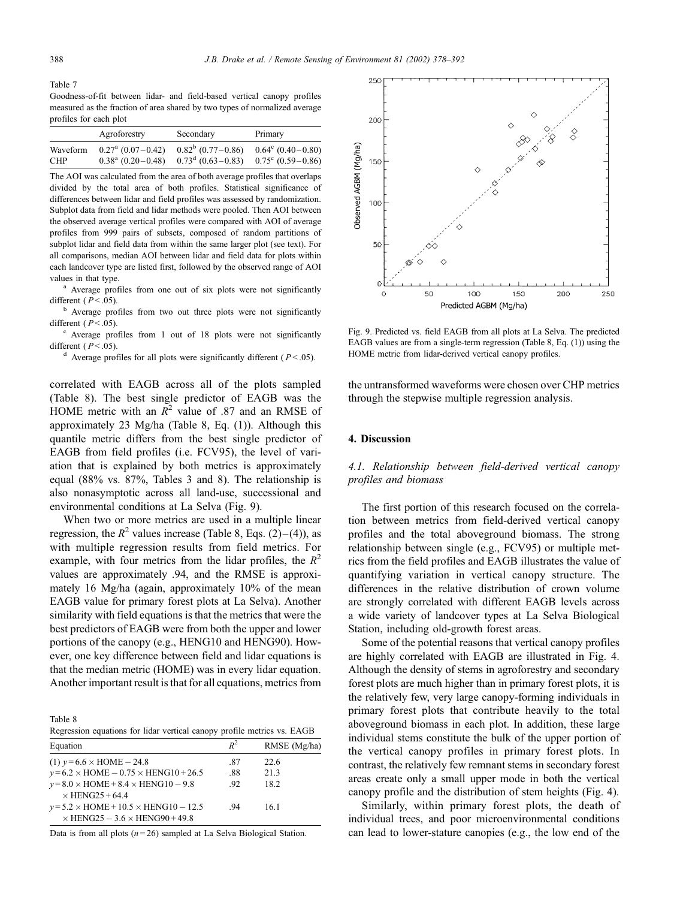Table 7

Goodness-of-fit between lidar- and field-based vertical canopy profiles measured as the fraction of area shared by two types of normalized average profiles for each plot

| | Agroforestry | Secondary | Primary |
|---|---|---|---|
| Waveform | 0.27[a] (0.07–0.42) | 0.82[b] (0.77–0.86) | 0.64[c] (0.40–0.80) |
| CHP | 0.38[a] (0.20–0.48) | 0.73[d] (0.63–0.83) | 0.75[c] (0.59–0.86) |

The AOI was calculated from the area of both average profiles that overlaps divided by the total area of both profiles. Statistical significance of differences between lidar and field profiles was assessed by randomization. Subplot data from field and lidar methods were pooled. Then AOI between the observed average vertical profiles were compared with AOI of average profiles from 999 pairs of subsets, composed of random partitions of subplot lidar and field data from within the same larger plot (see text). For all comparisons, median AOI between lidar and field data for plots within each landcover type are listed first, followed by the observed range of AOI values in that type.

[a] Average profiles from one out of six plots were not significantly different ($P<.05$).

[b] Average profiles from two out three plots were not significantly different ($P<.05$).

[c] Average profiles from 1 out of 18 plots were not significantly different ($P<.05$).

[d] Average profiles for all plots were significantly different ($P<.05$).

correlated with EAGB across all of the plots sampled (Table 8). The best single predictor of EAGB was the HOME metric with an $R^2$ value of .87 and an RMSE of approximately 23 Mg/ha (Table 8, Eq. (1)). Although this quantile metric differs from the best single predictor of EAGB from field profiles (i.e. FCV95), the level of variation that is explained by both metrics is approximately equal (88% vs. 87%, Tables 3 and 8). The relationship is also nonasymptotic across all land-use, successional and environmental conditions at La Selva (Fig. 9).

When two or more metrics are used in a multiple linear regression, the $R^2$ values increase (Table 8, Eqs. (2)–(4)), as with multiple regression results from field metrics. For example, with four metrics from the lidar profiles, the $R^2$ values are approximately .94, and the RMSE is approximately 16 Mg/ha (again, approximately 10% of the mean EAGB value for primary forest plots at La Selva). Another similarity with field equations is that the metrics that were the best predictors of EAGB were from both the upper and lower portions of the canopy (e.g., HENG10 and HENG90). However, one key difference between field and lidar equations is that the median metric (HOME) was in every lidar equation. Another important result is that for all equations, metrics from the untransformed waveforms were chosen over CHP metrics through the stepwise multiple regression analysis.

Table 8

Regression equations for lidar vertical canopy profile metrics vs. EAGB

| Equation | $R^2$ | RMSE (Mg/ha) |
|---|---|---|
| (1) $y=6.6\times \text{HOME}-24.8$ | .87 | 22.6 |
| $y=6.2\times \text{HOME}-0.75\times \text{HENG10}+26.5$ | .88 | 21.3 |
| $y=8.0\times \text{HOME}+8.4\times \text{HENG10}-9.8\times \text{HENG25}+64.4$ | .92 | 18.2 |
| $y=5.2\times \text{HOME}+10.5\times \text{HENG10}-12.5\times \text{HENG25}-3.6\times \text{HENG90}+49.8$ | .94 | 16.1 |

Data is from all plots ($n=26$) sampled at La Selva Biological Station.

250
200
150
100
50
0
Observed AGBM (Mg/ha)
0 50 100 150 200 250
Predicted AGBM (Mg/ha)

Fig. 9. Predicted vs. field EAGB from all plots at La Selva. The predicted EAGB values are from a single-term regression (Table 8, Eq. (1)) using the HOME metric from lidar-derived vertical canopy profiles.

## 4. Discussion

### 4.1. Relationship between field-derived vertical canopy profiles and biomass

The first portion of this research focused on the correlation between metrics from field-derived vertical canopy profiles and the total aboveground biomass. The strong relationship between single (e.g., FCV95) or multiple metrics from the field profiles and EAGB illustrates the value of quantifying variation in vertical canopy structure. The differences in the relative distribution of crown volume are strongly correlated with different EAGB levels across a wide variety of landcover types at La Selva Biological Station, including old-growth forest areas.

Some of the potential reasons that vertical canopy profiles are highly correlated with EAGB are illustrated in Fig. 4. Although the density of stems in agroforestry and secondary forest plots are much higher than in primary forest plots, it is the relatively few, very large canopy-forming individuals in primary forest plots that contribute heavily to the total aboveground biomass in each plot. In addition, these large individual stems constitute the bulk of the upper portion of the vertical canopy profiles in primary forest plots. In contrast, the relatively few remnant stems in secondary forest areas create only a small upper mode in both the vertical canopy profile and the distribution of stem heights (Fig. 4).

Similarly, within primary forest plots, the death of individual trees, and poor microenvironmental conditions can lead to lower-stature canopies (e.g., the low end of the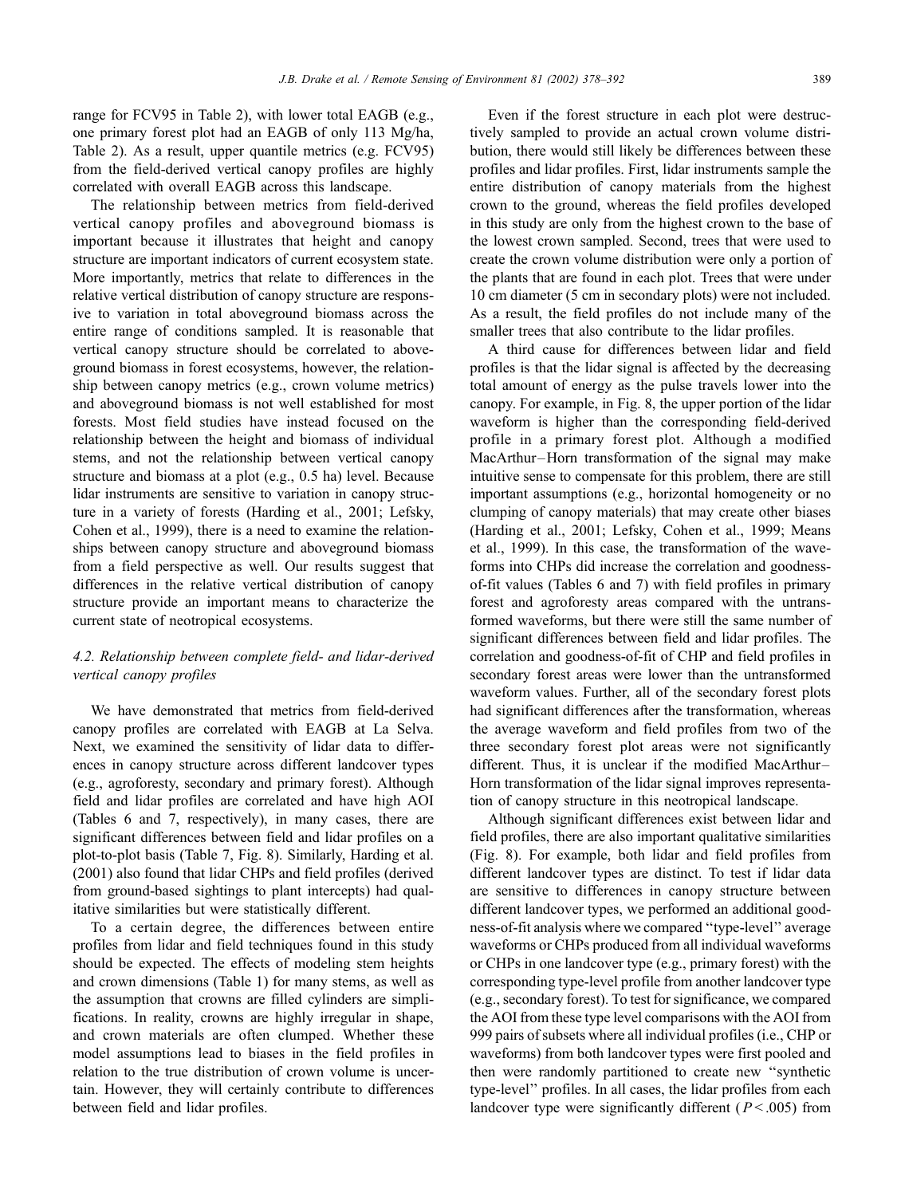range for FCV95 in Table 2), with lower total EAGB (e.g., one primary forest plot had an EAGB of only 113 Mg/ha, Table 2). As a result, upper quantile metrics (e.g. FCV95) from the field-derived vertical canopy profiles are highly correlated with overall EAGB across this landscape.

The relationship between metrics from field-derived vertical canopy profiles and aboveground biomass is important because it illustrates that height and canopy structure are important indicators of current ecosystem state. More importantly, metrics that relate to differences in the relative vertical distribution of canopy structure are responsive to variation in total aboveground biomass across the entire range of conditions sampled. It is reasonable that vertical canopy structure should be correlated to aboveground biomass in forest ecosystems, however, the relationship between canopy metrics (e.g., crown volume metrics) and aboveground biomass is not well established for most forests. Most field studies have instead focused on the relationship between the height and biomass of individual stems, and not the relationship between vertical canopy structure and biomass at a plot (e.g., 0.5 ha) level. Because lidar instruments are sensitive to variation in canopy structure in a variety of forests (Harding et al., 2001; Lefsky, Cohen et al., 1999), there is a need to examine the relationships between canopy structure and aboveground biomass from a field perspective as well. Our results suggest that differences in the relative vertical distribution of canopy structure provide an important means to characterize the current state of neotropical ecosystems.

### 4.2. Relationship between complete field- and lidar-derived vertical canopy profiles

We have demonstrated that metrics from field-derived canopy profiles are correlated with EAGB at La Selva. Next, we examined the sensitivity of lidar data to differences in canopy structure across different landcover types (e.g., agroforesty, secondary and primary forest). Although field and lidar profiles are correlated and have high AOI (Tables 6 and 7, respectively), in many cases, there are significant differences between field and lidar profiles on a plot-to-plot basis (Table 7, Fig. 8). Similarly, Harding et al. (2001) also found that lidar CHPs and field profiles (derived from ground-based sightings to plant intercepts) had qualitative similarities but were statistically different.

To a certain degree, the differences between entire profiles from lidar and field techniques found in this study should be expected. The effects of modeling stem heights and crown dimensions (Table 1) for many stems, as well as the assumption that crowns are filled cylinders are simplifications. In reality, crowns are highly irregular in shape, and crown materials are often clumped. Whether these model assumptions lead to biases in the field profiles in relation to the true distribution of crown volume is uncertain. However, they will certainly contribute to differences between field and lidar profiles.

Even if the forest structure in each plot were destructively sampled to provide an actual crown volume distribution, there would still likely be differences between these profiles and lidar profiles. First, lidar instruments sample the entire distribution of canopy materials from the highest crown to the ground, whereas the field profiles developed in this study are only from the highest crown to the base of the lowest crown sampled. Second, trees that were used to create the crown volume distribution were only a portion of the plants that are found in each plot. Trees that were under 10 cm diameter (5 cm in secondary plots) were not included. As a result, the field profiles do not include many of the smaller trees that also contribute to the lidar profiles.

A third cause for differences between lidar and field profiles is that the lidar signal is affected by the decreasing total amount of energy as the pulse travels lower into the canopy. For example, in Fig. 8, the upper portion of the lidar waveform is higher than the corresponding field-derived profile in a primary forest plot. Although a modified MacArthur–Horn transformation of the signal may make intuitive sense to compensate for this problem, there are still important assumptions (e.g., horizontal homogeneity or no clumping of canopy materials) that may create other biases (Harding et al., 2001; Lefsky, Cohen et al., 1999; Means et al., 1999). In this case, the transformation of the waveforms into CHPs did increase the correlation and goodness-of-fit values (Tables 6 and 7) with field profiles in primary forest and agroforesty areas compared with the untransformed waveforms, but there were still the same number of significant differences between field and lidar profiles. The correlation and goodness-of-fit of CHP and field profiles in secondary forest areas were lower than the untransformed waveform values. Further, all of the secondary forest plots had significant differences after the transformation, whereas the average waveform and field profiles from two of the three secondary forest plot areas were not significantly different. Thus, it is unclear if the modified MacArthur–Horn transformation of the lidar signal improves representation of canopy structure in this neotropical landscape.

Although significant differences exist between lidar and field profiles, there are also important qualitative similarities (Fig. 8). For example, both lidar and field profiles from different landcover types are distinct. To test if lidar data are sensitive to differences in canopy structure between different landcover types, we performed an additional goodness-of-fit analysis where we compared "type-level" average waveforms or CHPs produced from all individual waveforms or CHPs in one landcover type (e.g., primary forest) with the corresponding type-level profile from another landcover type (e.g., secondary forest). To test for significance, we compared the AOI from these type level comparisons with the AOI from 999 pairs of subsets where all individual profiles (i.e., CHP or waveforms) from both landcover types were first pooled and then were randomly partitioned to create new "synthetic type-level" profiles. In all cases, the lidar profiles from each landcover type were significantly different ($P < .005$) from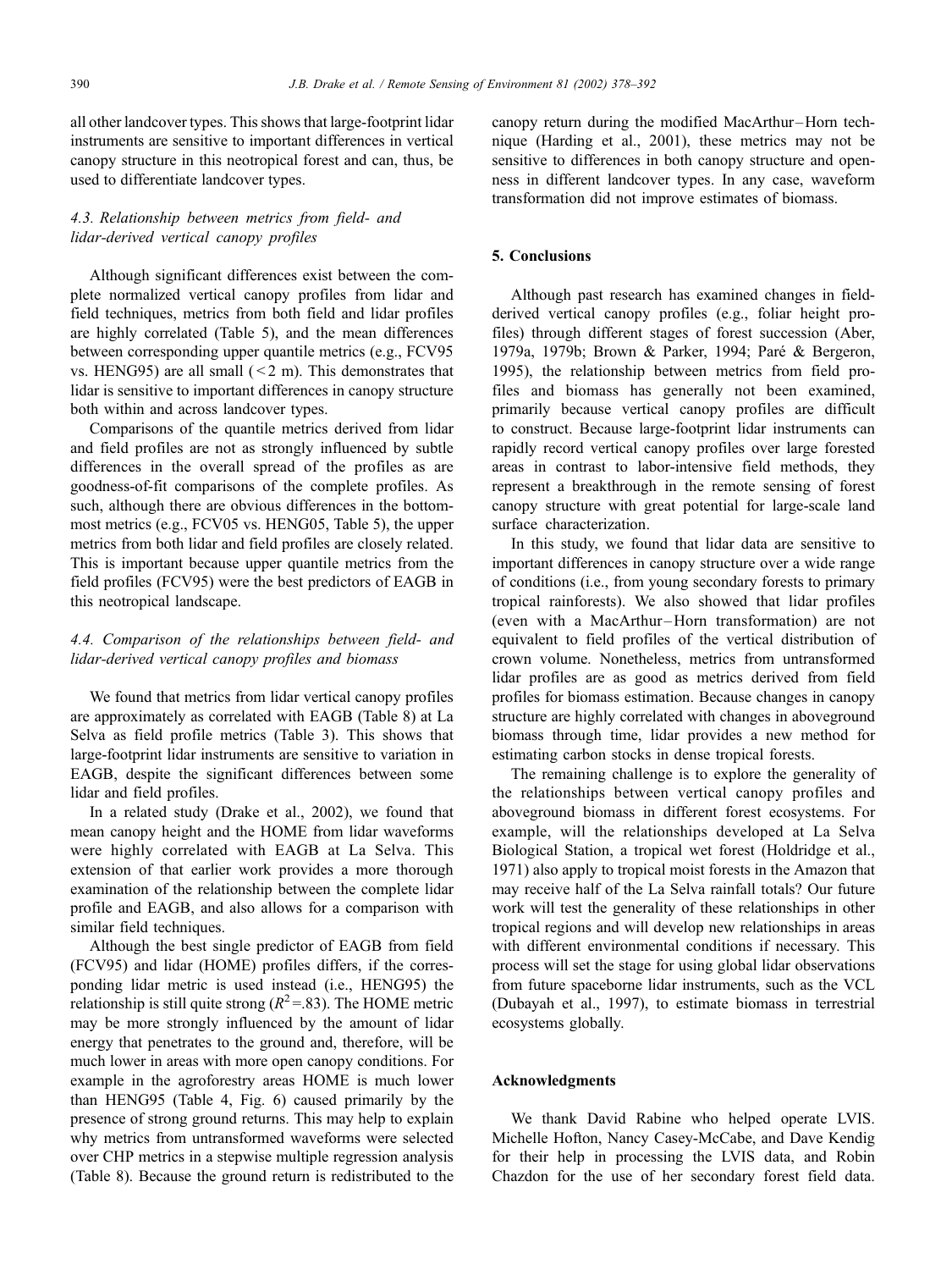all other landcover types. This shows that large-footprint lidar instruments are sensitive to important differences in vertical canopy structure in this neotropical forest and can, thus, be used to differentiate landcover types.

### 4.3. Relationship between metrics from field- and lidar-derived vertical canopy profiles

Although significant differences exist between the complete normalized vertical canopy profiles from lidar and field techniques, metrics from both field and lidar profiles are highly correlated (Table 5), and the mean differences between corresponding upper quantile metrics (e.g., FCV95 vs. HENG95) are all small (< 2 m). This demonstrates that lidar is sensitive to important differences in canopy structure both within and across landcover types.

Comparisons of the quantile metrics derived from lidar and field profiles are not as strongly influenced by subtle differences in the overall spread of the profiles as are goodness-of-fit comparisons of the complete profiles. As such, although there are obvious differences in the bottommost metrics (e.g., FCV05 vs. HENG05, Table 5), the upper metrics from both lidar and field profiles are closely related. This is important because upper quantile metrics from the field profiles (FCV95) were the best predictors of EAGB in this neotropical landscape.

### 4.4. Comparison of the relationships between field- and lidar-derived vertical canopy profiles and biomass

We found that metrics from lidar vertical canopy profiles are approximately as correlated with EAGB (Table 8) at La Selva as field profile metrics (Table 3). This shows that large-footprint lidar instruments are sensitive to variation in EAGB, despite the significant differences between some lidar and field profiles.

In a related study (Drake et al., 2002), we found that mean canopy height and the HOME from lidar waveforms were highly correlated with EAGB at La Selva. This extension of that earlier work provides a more thorough examination of the relationship between the complete lidar profile and EAGB, and also allows for a comparison with similar field techniques.

Although the best single predictor of EAGB from field (FCV95) and lidar (HOME) profiles differs, if the corresponding lidar metric is used instead (i.e., HENG95) the relationship is still quite strong ($R^2$ = .83). The HOME metric may be more strongly influenced by the amount of lidar energy that penetrates to the ground and, therefore, will be much lower in areas with more open canopy conditions. For example in the agroforestry areas HOME is much lower than HENG95 (Table 4, Fig. 6) caused primarily by the presence of strong ground returns. This may help to explain why metrics from untransformed waveforms were selected over CHP metrics in a stepwise multiple regression analysis (Table 8). Because the ground return is redistributed to the canopy return during the modified MacArthur–Horn technique (Harding et al., 2001), these metrics may not be sensitive to differences in both canopy structure and openness in different landcover types. In any case, waveform transformation did not improve estimates of biomass.

## 5. Conclusions

Although past research has examined changes in field-derived vertical canopy profiles (e.g., foliar height profiles) through different stages of forest succession (Aber, 1979a, 1979b; Brown & Parker, 1994; Paré & Bergeron, 1995), the relationship between metrics from field profiles and biomass has generally not been examined, primarily because vertical canopy profiles are difficult to construct. Because large-footprint lidar instruments can rapidly record vertical canopy profiles over large forested areas in contrast to labor-intensive field methods, they represent a breakthrough in the remote sensing of forest canopy structure with great potential for large-scale land surface characterization.

In this study, we found that lidar data are sensitive to important differences in canopy structure over a wide range of conditions (i.e., from young secondary forests to primary tropical rainforests). We also showed that lidar profiles (even with a MacArthur–Horn transformation) are not equivalent to field profiles of the vertical distribution of crown volume. Nonetheless, metrics from untransformed lidar profiles are as good as metrics derived from field profiles for biomass estimation. Because changes in canopy structure are highly correlated with changes in aboveground biomass through time, lidar provides a new method for estimating carbon stocks in dense tropical forests.

The remaining challenge is to explore the generality of the relationships between vertical canopy profiles and aboveground biomass in different forest ecosystems. For example, will the relationships developed at La Selva Biological Station, a tropical wet forest (Holdridge et al., 1971) also apply to tropical moist forests in the Amazon that may receive half of the La Selva rainfall totals? Our future work will test the generality of these relationships in other tropical regions and will develop new relationships in areas with different environmental conditions if necessary. This process will set the stage for using global lidar observations from future spaceborne lidar instruments, such as the VCL (Dubayah et al., 1997), to estimate biomass in terrestrial ecosystems globally.

## Acknowledgments

We thank David Rabine who helped operate LVIS. Michelle Hofton, Nancy Casey-McCabe, and Dave Kendig for their help in processing the LVIS data, and Robin Chazdon for the use of her secondary forest field data.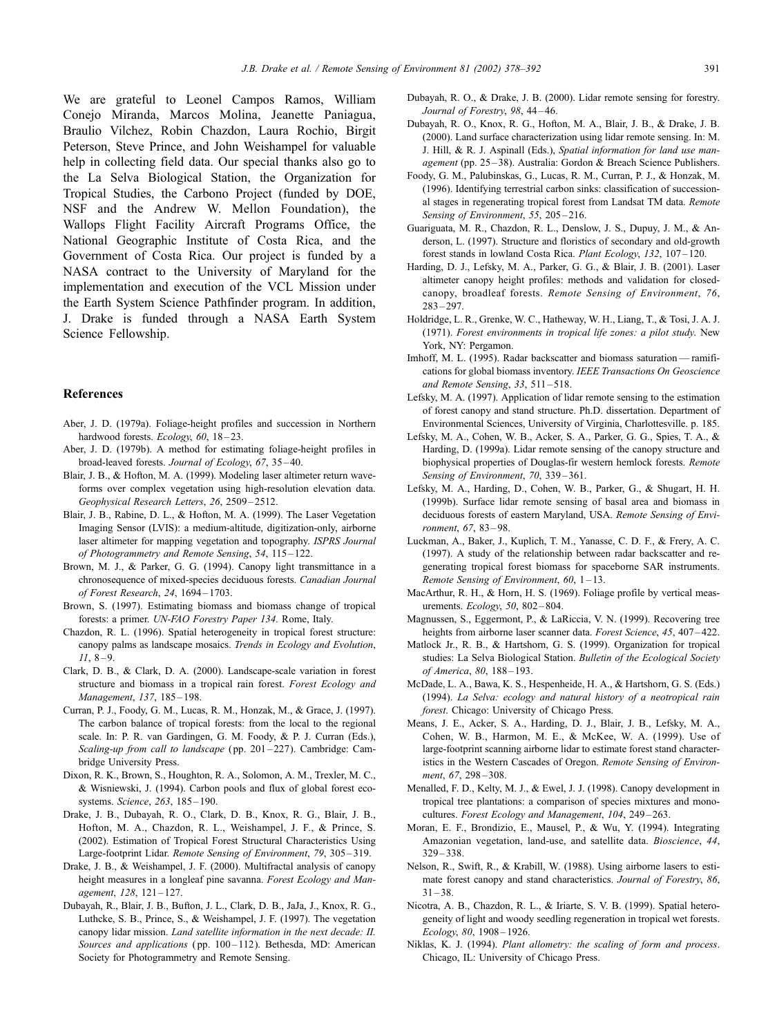We are grateful to Leonel Campos Ramos, William Conejo Miranda, Marcos Molina, Jeanette Paniagua, Braulio Vilchez, Robin Chazdon, Laura Rochio, Birgit Peterson, Steve Prince, and John Weishampel for valuable help in collecting field data. Our special thanks also go to the La Selva Biological Station, the Organization for Tropical Studies, the Carbono Project (funded by DOE, NSF and the Andrew W. Mellon Foundation), the Wallops Flight Facility Aircraft Programs Office, the National Geographic Institute of Costa Rica, and the Government of Costa Rica. Our project is funded by a NASA contract to the University of Maryland for the implementation and execution of the VCL Mission under the Earth System Science Pathfinder program. In addition, J. Drake is funded through a NASA Earth System Science Fellowship.

## References

Aber, J. D. (1979a). Foliage-height profiles and succession in Northern hardwood forests. *Ecology*, *60*, 18–23.

Aber, J. D. (1979b). A method for estimating foliage-height profiles in broad-leaved forests. *Journal of Ecology*, *67*, 35–40.

Blair, J. B., & Hofton, M. A. (1999). Modeling laser altimeter return waveforms over complex vegetation using high-resolution elevation data. *Geophysical Research Letters*, *26*, 2509–2512.

Blair, J. B., Rabine, D. L., & Hofton, M. A. (1999). The Laser Vegetation Imaging Sensor (LVIS): a medium-altitude, digitization-only, airborne laser altimeter for mapping vegetation and topography. *ISPRS Journal of Photogrammetry and Remote Sensing*, *54*, 115–122.

Brown, M. J., & Parker, G. G. (1994). Canopy light transmittance in a chronosequence of mixed-species deciduous forests. *Canadian Journal of Forest Research*, *24*, 1694–1703.

Brown, S. (1997). Estimating biomass and biomass change of tropical forests: a primer. *UN-FAO Forestry Paper 134.* Rome, Italy.

Chazdon, R. L. (1996). Spatial heterogeneity in tropical forest structure: canopy palms as landscape mosaics. *Trends in Ecology and Evolution*, *11*, 8–9.

Clark, D. B., & Clark, D. A. (2000). Landscape-scale variation in forest structure and biomass in a tropical rain forest. *Forest Ecology and Management*, *137*, 185–198.

Curran, P. J., Foody, G. M., Lucas, R. M., Honzak, M., & Grace, J. (1997). The carbon balance of tropical forests: from the local to the regional scale. In: P. R. van Gardingen, G. M. Foody, & P. J. Curran (Eds.), *Scaling-up from call to landscape* (pp. 201–227). Cambridge: Cambridge University Press.

Dixon, R. K., Brown, S., Houghton, R. A., Solomon, A. M., Trexler, M. C., & Wisniewski, J. (1994). Carbon pools and flux of global forest ecosystems. *Science*, *263*, 185–190.

Drake, J. B., Dubayah, R. O., Clark, D. B., Knox, R. G., Blair, J. B., Hofton, M. A., Chazdon, R. L., Weishampel, J. F., & Prince, S. (2002). Estimation of Tropical Forest Structural Characteristics Using Large-footprint Lidar. *Remote Sensing of Environment*, *79*, 305–319.

Drake, J. B., & Weishampel, J. F. (2000). Multifractal analysis of canopy height measures in a longleaf pine savanna. *Forest Ecology and Management*, *128*, 121–127.

Dubayah, R., Blair, J. B., Bufton, J. L., Clark, D. B., JaJa, J., Knox, R. G., Luthcke, S. B., Prince, S., & Weishampel, J. F. (1997). The vegetation canopy lidar mission. *Land satellite information in the next decade: II. Sources and applications* (pp. 100–112). Bethesda, MD: American Society for Photogrammetry and Remote Sensing.

Dubayah, R. O., & Drake, J. B. (2000). Lidar remote sensing for forestry. *Journal of Forestry*, *98*, 44–46.

Dubayah, R. O., Knox, R. G., Hofton, M. A., Blair, J. B., & Drake, J. B. (2000). Land surface characterization using lidar remote sensing. In: M. J. Hill, & R. J. Aspinall (Eds.), *Spatial information for land use management* (pp. 25–38). Australia: Gordon & Breach Science Publishers.

Foody, G. M., Palubinskas, G., Lucas, R. M., Curran, P. J., & Honzak, M. (1996). Identifying terrestrial carbon sinks: classification of successional stages in regenerating tropical forest from Landsat TM data. *Remote Sensing of Environment*, *55*, 205–216.

Guariguata, M. R., Chazdon, R. L., Denslow, J. S., Dupuy, J. M., & Anderson, L. (1997). Structure and floristics of secondary and old-growth forest stands in lowland Costa Rica. *Plant Ecology*, *132*, 107–120.

Harding, D. J., Lefsky, M. A., Parker, G. G., & Blair, J. B. (2001). Laser altimeter canopy height profiles: methods and validation for closed-canopy, broadleaf forests. *Remote Sensing of Environment*, *76*, 283–297.

Holdridge, L. R., Grenke, W. C., Hatheway, W. H., Liang, T., & Tosi, J. A. J. (1971). *Forest environments in tropical life zones: a pilot study.* New York, NY: Pergamon.

Imhoff, M. L. (1995). Radar backscatter and biomass saturation — ramifications for global biomass inventory. *IEEE Transactions On Geoscience and Remote Sensing*, *33*, 511–518.

Lefsky, M. A. (1997). Application of lidar remote sensing to the estimation of forest canopy and stand structure. Ph.D. dissertation. Department of Environmental Sciences, University of Virginia, Charlottesville. p. 185.

Lefsky, M. A., Cohen, W. B., Acker, S. A., Parker, G. G., Spies, T. A., & Harding, D. (1999a). Lidar remote sensing of the canopy structure and biophysical properties of Douglas-fir western hemlock forests. *Remote Sensing of Environment*, *70*, 339–361.

Lefsky, M. A., Harding, D., Cohen, W. B., Parker, G., & Shugart, H. H. (1999b). Surface lidar remote sensing of basal area and biomass in deciduous forests of eastern Maryland, USA. *Remote Sensing of Environment*, *67*, 83–98.

Luckman, A., Baker, J., Kuplich, T. M., Yanasse, C. D. F., & Frery, A. C. (1997). A study of the relationship between radar backscatter and regenerating tropical forest biomass for spaceborne SAR instruments. *Remote Sensing of Environment*, *60*, 1–13.

MacArthur, R. H., & Horn, H. S. (1969). Foliage profile by vertical measurements. *Ecology*, *50*, 802–804.

Magnussen, S., Eggermont, P., & LaRiccia, V. N. (1999). Recovering tree heights from airborne laser scanner data. *Forest Science*, *45*, 407–422.

Matlock Jr., R. B., & Hartshorn, G. S. (1999). Organization for tropical studies: La Selva Biological Station. *Bulletin of the Ecological Society of America*, *80*, 188–193.

McDade, L. A., Bawa, K. S., Hespenheide, H. A., & Hartshorn, G. S. (Eds.) (1994). *La Selva: ecology and natural history of a neotropical rain forest*. Chicago: University of Chicago Press.

Means, J. E., Acker, S. A., Harding, D. J., Blair, J. B., Lefsky, M. A., Cohen, W. B., Harmon, M. E., & McKee, W. A. (1999). Use of large-footprint scanning airborne lidar to estimate forest stand characteristics in the Western Cascades of Oregon. *Remote Sensing of Environment*, *67*, 298–308.

Menalled, F. D., Kelty, M. J., & Ewel, J. J. (1998). Canopy development in tropical tree plantations: a comparison of species mixtures and monocultures. *Forest Ecology and Management*, *104*, 249–263.

Moran, E. F., Brondizio, E., Mausel, P., & Wu, Y. (1994). Integrating Amazonian vegetation, land-use, and satellite data. *Bioscience*, *44*, 329–338.

Nelson, R., Swift, R., & Krabill, W. (1988). Using airborne lasers to estimate forest canopy and stand characteristics. *Journal of Forestry*, *86*, 31–38.

Nicotra, A. B., Chazdon, R. L., & Iriarte, S. V. B. (1999). Spatial heterogeneity of light and woody seedling regeneration in tropical wet forests. *Ecology*, *80*, 1908–1926.

Niklas, K. J. (1994). *Plant allometry: the scaling of form and process*. Chicago, IL: University of Chicago Press.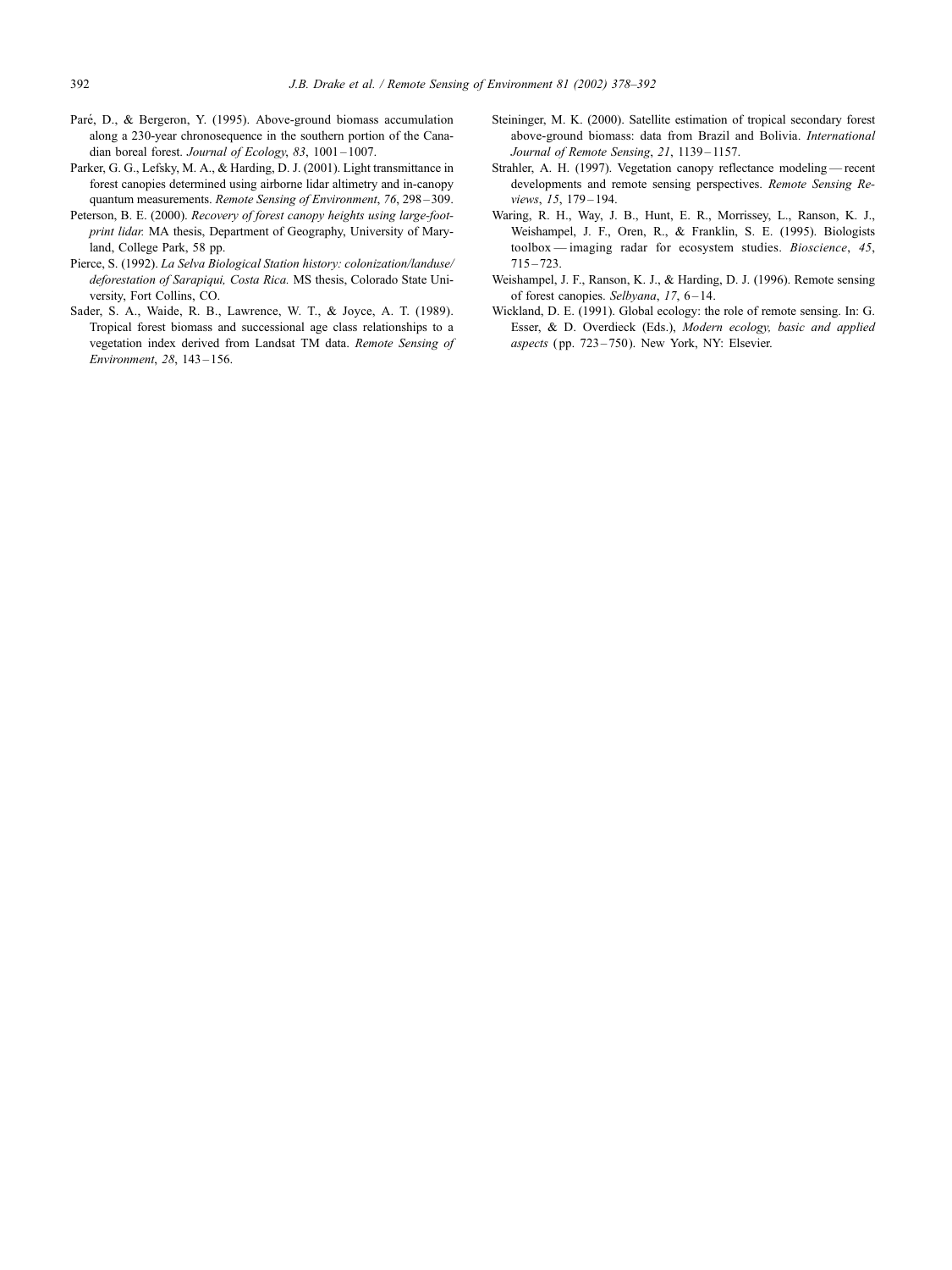Paré, D., & Bergeron, Y. (1995). Above-ground biomass accumulation along a 230-year chronosequence in the southern portion of the Canadian boreal forest. *Journal of Ecology*, *83*, 1001–1007.

Parker, G. G., Lefsky, M. A., & Harding, D. J. (2001). Light transmittance in forest canopies determined using airborne lidar altimetry and in-canopy quantum measurements. *Remote Sensing of Environment*, *76*, 298–309.

Peterson, B. E. (2000). *Recovery of forest canopy heights using large-footprint lidar.* MA thesis, Department of Geography, University of Maryland, College Park, 58 pp.

Pierce, S. (1992). *La Selva Biological Station history: colonization/landuse/deforestation of Sarapiqui, Costa Rica.* MS thesis, Colorado State University, Fort Collins, CO.

Sader, S. A., Waide, R. B., Lawrence, W. T., & Joyce, A. T. (1989). Tropical forest biomass and successional age class relationships to a vegetation index derived from Landsat TM data. *Remote Sensing of Environment*, *28*, 143–156.

Steininger, M. K. (2000). Satellite estimation of tropical secondary forest above-ground biomass: data from Brazil and Bolivia. *International Journal of Remote Sensing*, *21*, 1139–1157.

Strahler, A. H. (1997). Vegetation canopy reflectance modeling — recent developments and remote sensing perspectives. *Remote Sensing Reviews*, *15*, 179–194.

Waring, R. H., Way, J. B., Hunt, E. R., Morrissey, L., Ranson, K. J., Weishampel, J. F., Oren, R., & Franklin, S. E. (1995). Biologists toolbox — imaging radar for ecosystem studies. *Bioscience*, *45*, 715–723.

Weishampel, J. F., Ranson, K. J., & Harding, D. J. (1996). Remote sensing of forest canopies. *Selbyana*, *17*, 6–14.

Wickland, D. E. (1991). Global ecology: the role of remote sensing. In: G. Esser, & D. Overdieck (Eds.), *Modern ecology, basic and applied aspects* (pp. 723–750). New York, NY: Elsevier.